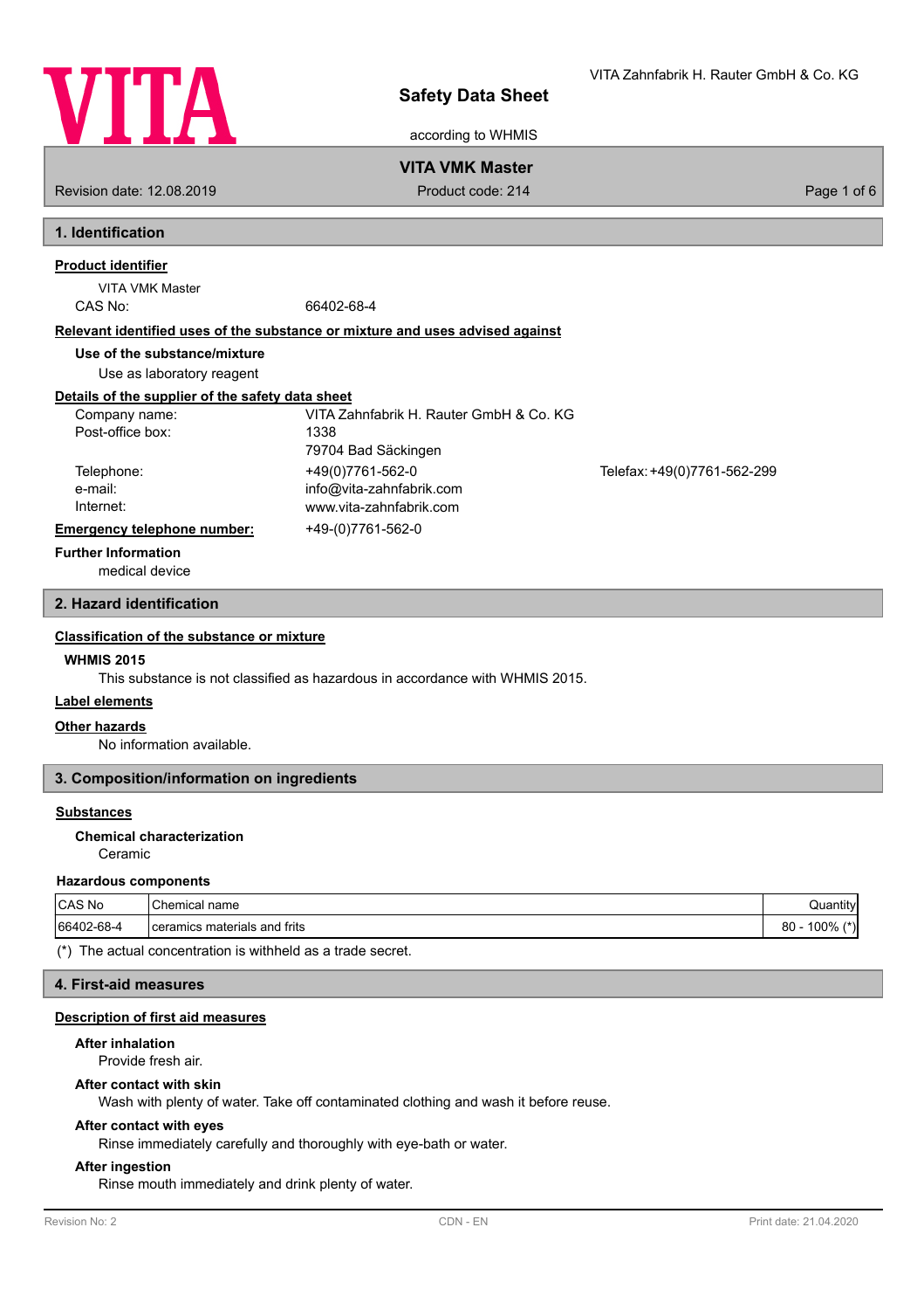# Safety Data Sheet

according to WHMIS

VITA Zahnfabrik H. Rauter GmbH & Co. KG

**VITA VMK Master**

Revision date: 12.08.2019 | Product code: 214

## 1. Identification

### Product identifier

VITA VMK Master

CAS No: 66402-68-4

### Relevant identified uses of the substance or mixture and uses advised against

**Use of the substance/mixture**

Use as laboratory reagent

### Details of the supplier of the safety data sheet

| | |
|---|---|
| Company name: | VITA Zahnfabrik H. Rauter GmbH & Co. KG |
| Post-office box: | 1338 |
| | 79704 Bad Säckingen |
| Telephone: | +49(0)7761-562-0 |
| Telefax: | +49(0)7761-562-299 |
| e-mail: | info@vita-zahnfabrik.com |
| Internet: | www.vita-zahnfabrik.com |

**Emergency telephone number:** +49-(0)7761-562-0

**Further Information**

medical device

## 2. Hazard identification

### Classification of the substance or mixture

**WHMIS 2015**

This substance is not classified as hazardous in accordance with WHMIS 2015.

### Label elements

### Other hazards

No information available.

## 3. Composition/information on ingredients

### Substances

**Chemical characterization**

Ceramic

**Hazardous components**

| CAS No | Chemical name | Quantity |
|---|---|---|
| 66402-68-4 | ceramics materials and frits | 80 - 100% (*) |

(*) The actual concentration is withheld as a trade secret.

## 4. First-aid measures

### Description of first aid measures

**After inhalation**

Provide fresh air.

**After contact with skin**

Wash with plenty of water. Take off contaminated clothing and wash it before reuse.

**After contact with eyes**

Rinse immediately carefully and thoroughly with eye-bath or water.

**After ingestion**

Rinse mouth immediately and drink plenty of water.

Revision No: 2 | CDN - EN | Print date: 21.04.2020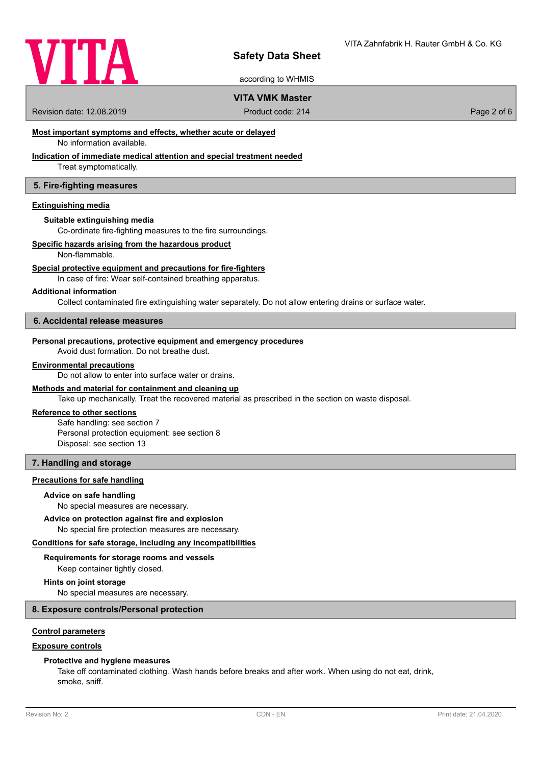#### Most important symptoms and effects, whether acute or delayed

No information available.

#### Indication of immediate medical attention and special treatment needed

Treat symptomatically.

## 5. Fire-fighting measures

#### Extinguishing media

**Suitable extinguishing media**

Co-ordinate fire-fighting measures to the fire surroundings.

#### Specific hazards arising from the hazardous product

Non-flammable.

#### Special protective equipment and precautions for fire-fighters

In case of fire: Wear self-contained breathing apparatus.

**Additional information**

Collect contaminated fire extinguishing water separately. Do not allow entering drains or surface water.

## 6. Accidental release measures

#### Personal precautions, protective equipment and emergency procedures

Avoid dust formation. Do not breathe dust.

#### Environmental precautions

Do not allow to enter into surface water or drains.

#### Methods and material for containment and cleaning up

Take up mechanically. Treat the recovered material as prescribed in the section on waste disposal.

#### Reference to other sections

Safe handling: see section 7
Personal protection equipment: see section 8
Disposal: see section 13

## 7. Handling and storage

#### Precautions for safe handling

**Advice on safe handling**

No special measures are necessary.

**Advice on protection against fire and explosion**

No special fire protection measures are necessary.

#### Conditions for safe storage, including any incompatibilities

**Requirements for storage rooms and vessels**

Keep container tightly closed.

**Hints on joint storage**

No special measures are necessary.

## 8. Exposure controls/Personal protection

#### Control parameters

#### Exposure controls

**Protective and hygiene measures**

Take off contaminated clothing. Wash hands before breaks and after work. When using do not eat, drink, smoke, sniff.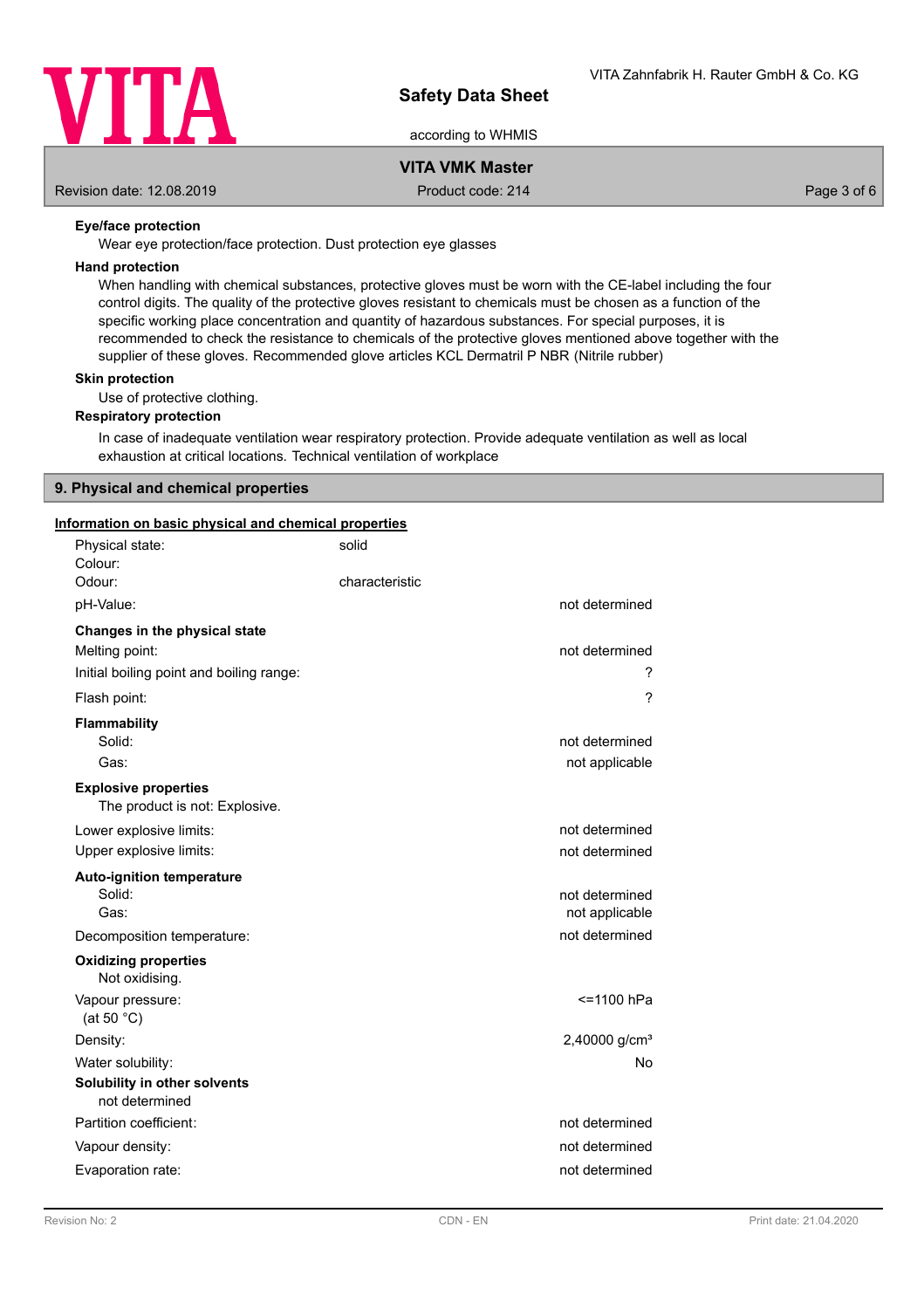**Eye/face protection**

Wear eye protection/face protection. Dust protection eye glasses

**Hand protection**

When handling with chemical substances, protective gloves must be worn with the CE-label including the four control digits. The quality of the protective gloves resistant to chemicals must be chosen as a function of the specific working place concentration and quantity of hazardous substances. For special purposes, it is recommended to check the resistance to chemicals of the protective gloves mentioned above together with the supplier of these gloves. Recommended glove articles KCL Dermatril P NBR (Nitrile rubber)

**Skin protection**

Use of protective clothing.

**Respiratory protection**

In case of inadequate ventilation wear respiratory protection. Provide adequate ventilation as well as local exhaustion at critical locations. Technical ventilation of workplace

## 9. Physical and chemical properties

**Information on basic physical and chemical properties**

| | | |
|---|---|---|
| Physical state: | solid | |
| Colour: | | |
| Odour: | characteristic | |
| pH-Value: | | not determined |
| **Changes in the physical state** | | |
| Melting point: | | not determined |
| Initial boiling point and boiling range: | | ? |
| Flash point: | | ? |
| **Flammability** | | |
| Solid: | | not determined |
| Gas: | | not applicable |
| **Explosive properties** | | |
| The product is not: Explosive. | | |
| Lower explosive limits: | | not determined |
| Upper explosive limits: | | not determined |
| **Auto-ignition temperature** | | |
| Solid: | | not determined |
| Gas: | | not applicable |
| Decomposition temperature: | | not determined |
| **Oxidizing properties** | | |
| Not oxidising. | | |
| Vapour pressure: (at 50 °C) | | <=1100 hPa |
| Density: | | 2,40000 g/cm³ |
| Water solubility: | | No |
| **Solubility in other solvents** | | |
| not determined | | |
| Partition coefficient: | | not determined |
| Vapour density: | | not determined |
| Evaporation rate: | | not determined |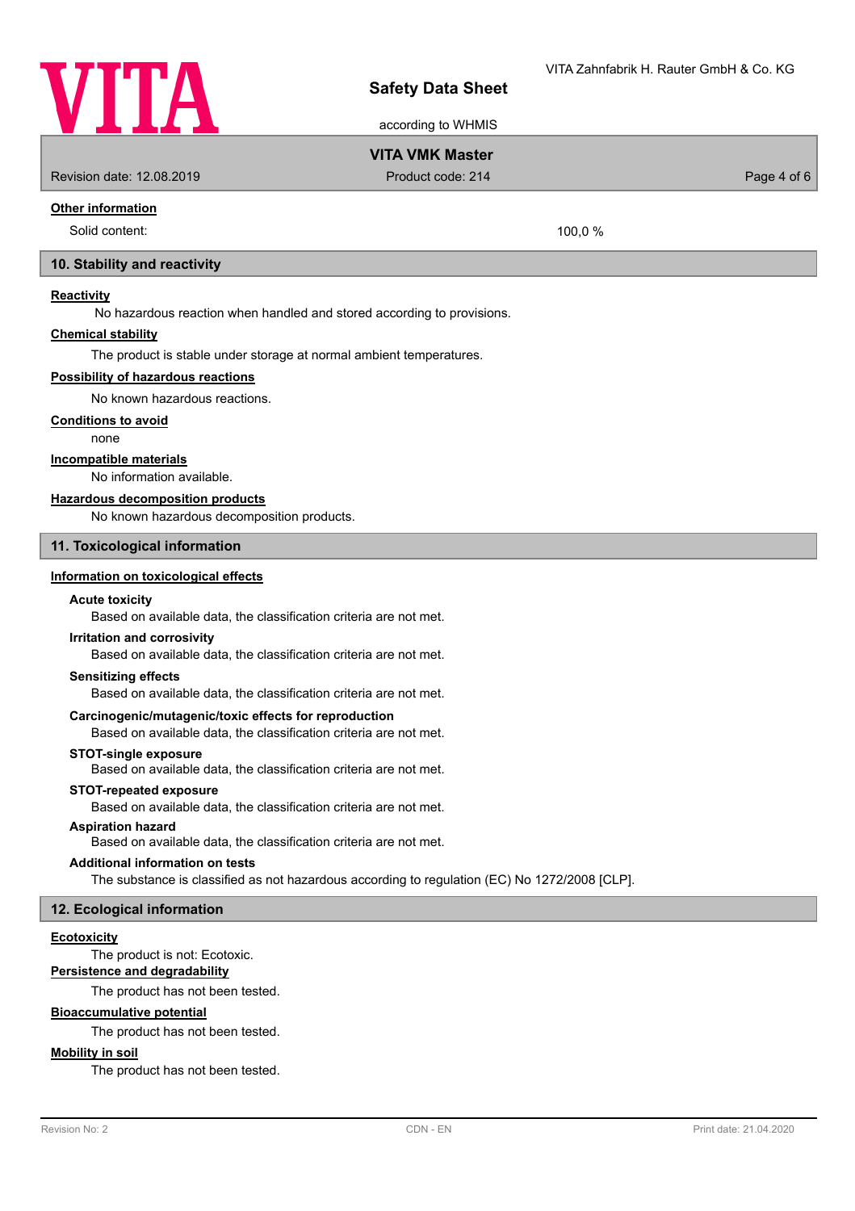### Other information

Solid content: 100,0 %

## 10. Stability and reactivity

### Reactivity

No hazardous reaction when handled and stored according to provisions.

### Chemical stability

The product is stable under storage at normal ambient temperatures.

### Possibility of hazardous reactions

No known hazardous reactions.

### Conditions to avoid

none

### Incompatible materials

No information available.

### Hazardous decomposition products

No known hazardous decomposition products.

## 11. Toxicological information

### Information on toxicological effects

**Acute toxicity**

Based on available data, the classification criteria are not met.

**Irritation and corrosivity**

Based on available data, the classification criteria are not met.

**Sensitizing effects**

Based on available data, the classification criteria are not met.

**Carcinogenic/mutagenic/toxic effects for reproduction**

Based on available data, the classification criteria are not met.

**STOT-single exposure**

Based on available data, the classification criteria are not met.

**STOT-repeated exposure**

Based on available data, the classification criteria are not met.

**Aspiration hazard**

Based on available data, the classification criteria are not met.

**Additional information on tests**

The substance is classified as not hazardous according to regulation (EC) No 1272/2008 [CLP].

## 12. Ecological information

### Ecotoxicity

The product is not: Ecotoxic.

### Persistence and degradability

The product has not been tested.

### Bioaccumulative potential

The product has not been tested.

### Mobility in soil

The product has not been tested.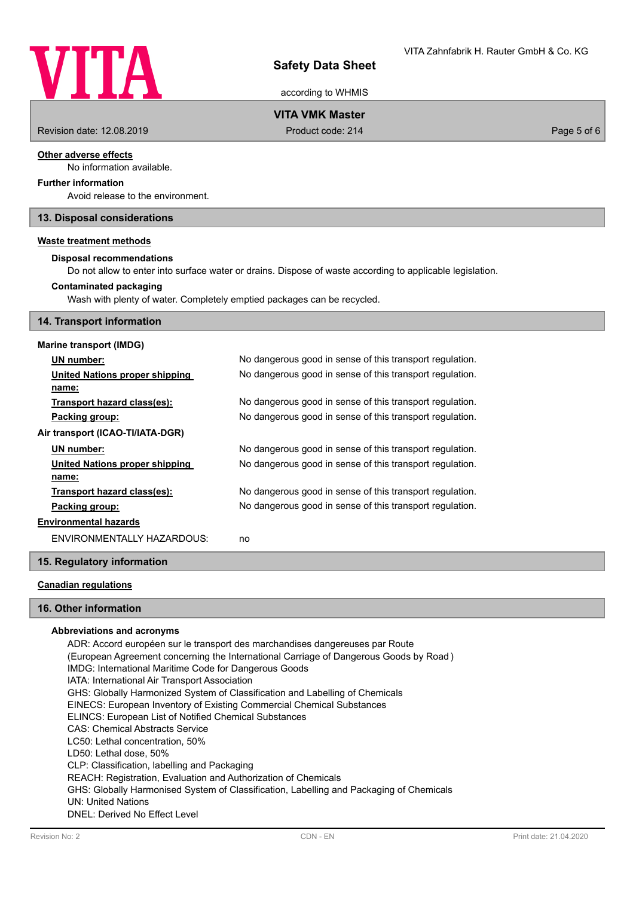**Other adverse effects**

No information available.

**Further information**

Avoid release to the environment.

## 13. Disposal considerations

**Waste treatment methods**

**Disposal recommendations**

Do not allow to enter into surface water or drains. Dispose of waste according to applicable legislation.

**Contaminated packaging**

Wash with plenty of water. Completely emptied packages can be recycled.

## 14. Transport information

**Marine transport (IMDG)**

| | |
|---|---|
| **UN number:** | No dangerous good in sense of this transport regulation. |
| **United Nations proper shipping name:** | No dangerous good in sense of this transport regulation. |
| **Transport hazard class(es):** | No dangerous good in sense of this transport regulation. |
| **Packing group:** | No dangerous good in sense of this transport regulation. |

**Air transport (ICAO-TI/IATA-DGR)**

| | |
|---|---|
| **UN number:** | No dangerous good in sense of this transport regulation. |
| **United Nations proper shipping name:** | No dangerous good in sense of this transport regulation. |
| **Transport hazard class(es):** | No dangerous good in sense of this transport regulation. |
| **Packing group:** | No dangerous good in sense of this transport regulation. |

**Environmental hazards**

ENVIRONMENTALLY HAZARDOUS: no

## 15. Regulatory information

**Canadian regulations**

## 16. Other information

**Abbreviations and acronyms**

ADR: Accord européen sur le transport des marchandises dangereuses par Route
(European Agreement concerning the International Carriage of Dangerous Goods by Road )
IMDG: International Maritime Code for Dangerous Goods
IATA: International Air Transport Association
GHS: Globally Harmonized System of Classification and Labelling of Chemicals
EINECS: European Inventory of Existing Commercial Chemical Substances
ELINCS: European List of Notified Chemical Substances
CAS: Chemical Abstracts Service
LC50: Lethal concentration, 50%
LD50: Lethal dose, 50%
CLP: Classification, labelling and Packaging
REACH: Registration, Evaluation and Authorization of Chemicals
GHS: Globally Harmonised System of Classification, Labelling and Packaging of Chemicals
UN: United Nations
DNEL: Derived No Effect Level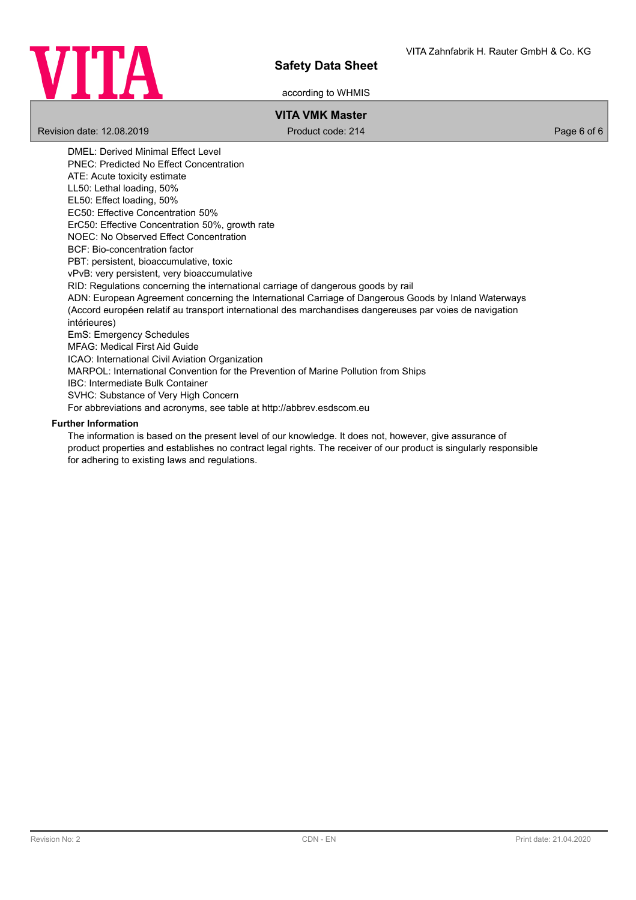DMEL: Derived Minimal Effect Level
PNEC: Predicted No Effect Concentration
ATE: Acute toxicity estimate
LL50: Lethal loading, 50%
EL50: Effect loading, 50%
EC50: Effective Concentration 50%
ErC50: Effective Concentration 50%, growth rate
NOEC: No Observed Effect Concentration
BCF: Bio-concentration factor
PBT: persistent, bioaccumulative, toxic
vPvB: very persistent, very bioaccumulative
RID: Regulations concerning the international carriage of dangerous goods by rail
ADN: European Agreement concerning the International Carriage of Dangerous Goods by Inland Waterways (Accord européen relatif au transport international des marchandises dangereuses par voies de navigation intérieures)
EmS: Emergency Schedules
MFAG: Medical First Aid Guide
ICAO: International Civil Aviation Organization
MARPOL: International Convention for the Prevention of Marine Pollution from Ships
IBC: Intermediate Bulk Container
SVHC: Substance of Very High Concern
For abbreviations and acronyms, see table at http://abbrev.esdscom.eu

**Further Information**

The information is based on the present level of our knowledge. It does not, however, give assurance of product properties and establishes no contract legal rights. The receiver of our product is singularly responsible for adhering to existing laws and regulations.